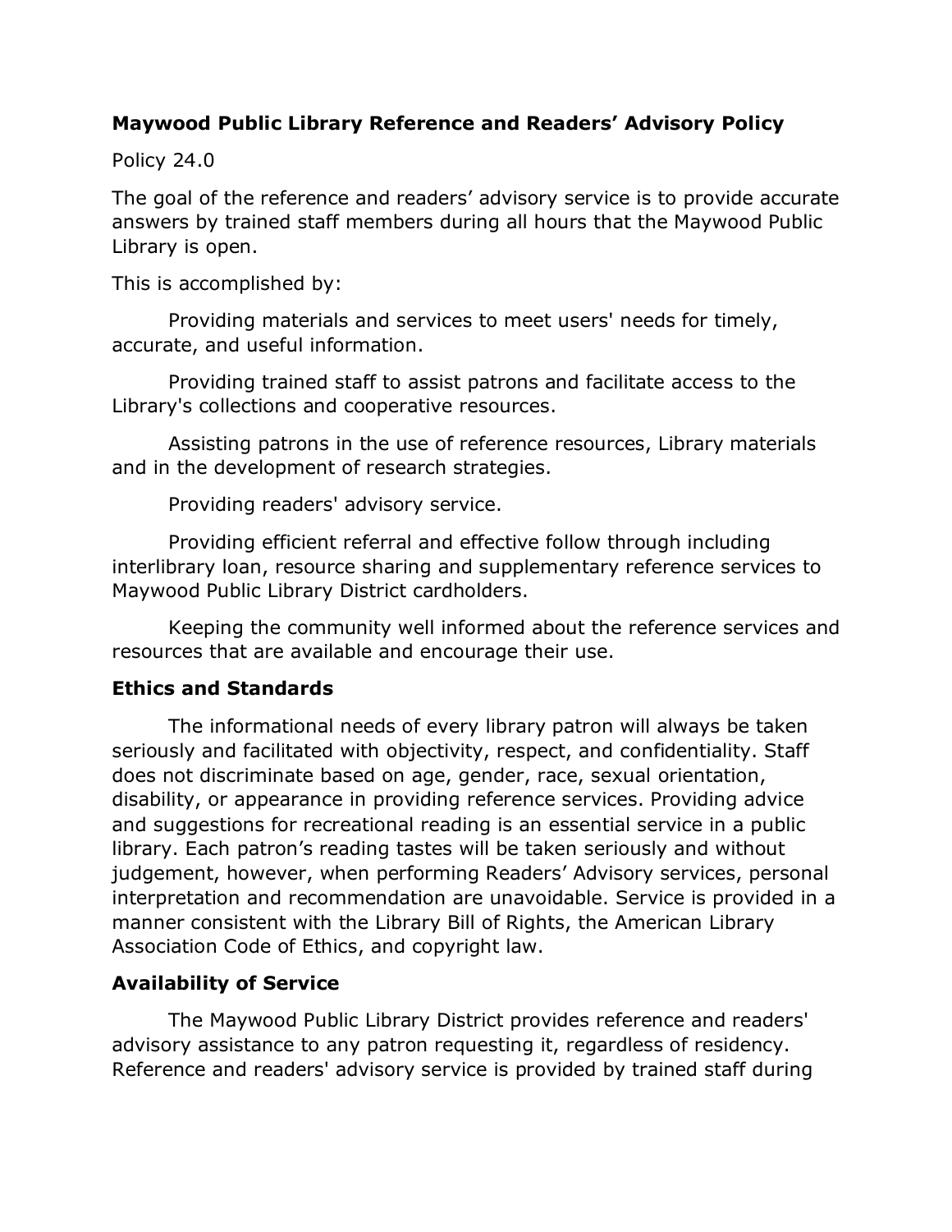**Maywood Public Library Reference and Readers' Advisory Policy**

Policy 24.0

The goal of the reference and readers' advisory service is to provide accurate answers by trained staff members during all hours that the Maywood Public Library is open.

This is accomplished by:

Providing materials and services to meet users' needs for timely, accurate, and useful information.

Providing trained staff to assist patrons and facilitate access to the Library's collections and cooperative resources.

Assisting patrons in the use of reference resources, Library materials and in the development of research strategies.

Providing readers' advisory service.

Providing efficient referral and effective follow through including interlibrary loan, resource sharing and supplementary reference services to Maywood Public Library District cardholders.

Keeping the community well informed about the reference services and resources that are available and encourage their use.

### Ethics and Standards

The informational needs of every library patron will always be taken seriously and facilitated with objectivity, respect, and confidentiality. Staff does not discriminate based on age, gender, race, sexual orientation, disability, or appearance in providing reference services. Providing advice and suggestions for recreational reading is an essential service in a public library. Each patron's reading tastes will be taken seriously and without judgement, however, when performing Readers' Advisory services, personal interpretation and recommendation are unavoidable. Service is provided in a manner consistent with the Library Bill of Rights, the American Library Association Code of Ethics, and copyright law.

### Availability of Service

The Maywood Public Library District provides reference and readers' advisory assistance to any patron requesting it, regardless of residency. Reference and readers' advisory service is provided by trained staff during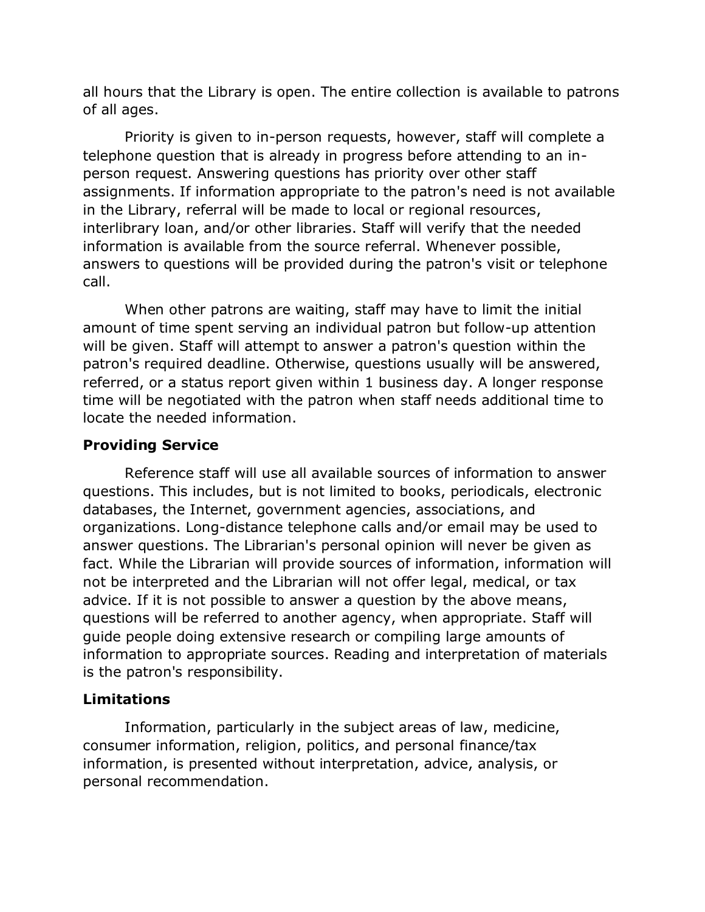all hours that the Library is open. The entire collection is available to patrons of all ages.

Priority is given to in-person requests, however, staff will complete a telephone question that is already in progress before attending to an in-person request. Answering questions has priority over other staff assignments. If information appropriate to the patron's need is not available in the Library, referral will be made to local or regional resources, interlibrary loan, and/or other libraries. Staff will verify that the needed information is available from the source referral. Whenever possible, answers to questions will be provided during the patron's visit or telephone call.

When other patrons are waiting, staff may have to limit the initial amount of time spent serving an individual patron but follow-up attention will be given. Staff will attempt to answer a patron's question within the patron's required deadline. Otherwise, questions usually will be answered, referred, or a status report given within 1 business day. A longer response time will be negotiated with the patron when staff needs additional time to locate the needed information.

### Providing Service

Reference staff will use all available sources of information to answer questions. This includes, but is not limited to books, periodicals, electronic databases, the Internet, government agencies, associations, and organizations. Long-distance telephone calls and/or email may be used to answer questions. The Librarian's personal opinion will never be given as fact. While the Librarian will provide sources of information, information will not be interpreted and the Librarian will not offer legal, medical, or tax advice. If it is not possible to answer a question by the above means, questions will be referred to another agency, when appropriate. Staff will guide people doing extensive research or compiling large amounts of information to appropriate sources. Reading and interpretation of materials is the patron's responsibility.

### Limitations

Information, particularly in the subject areas of law, medicine, consumer information, religion, politics, and personal finance/tax information, is presented without interpretation, advice, analysis, or personal recommendation.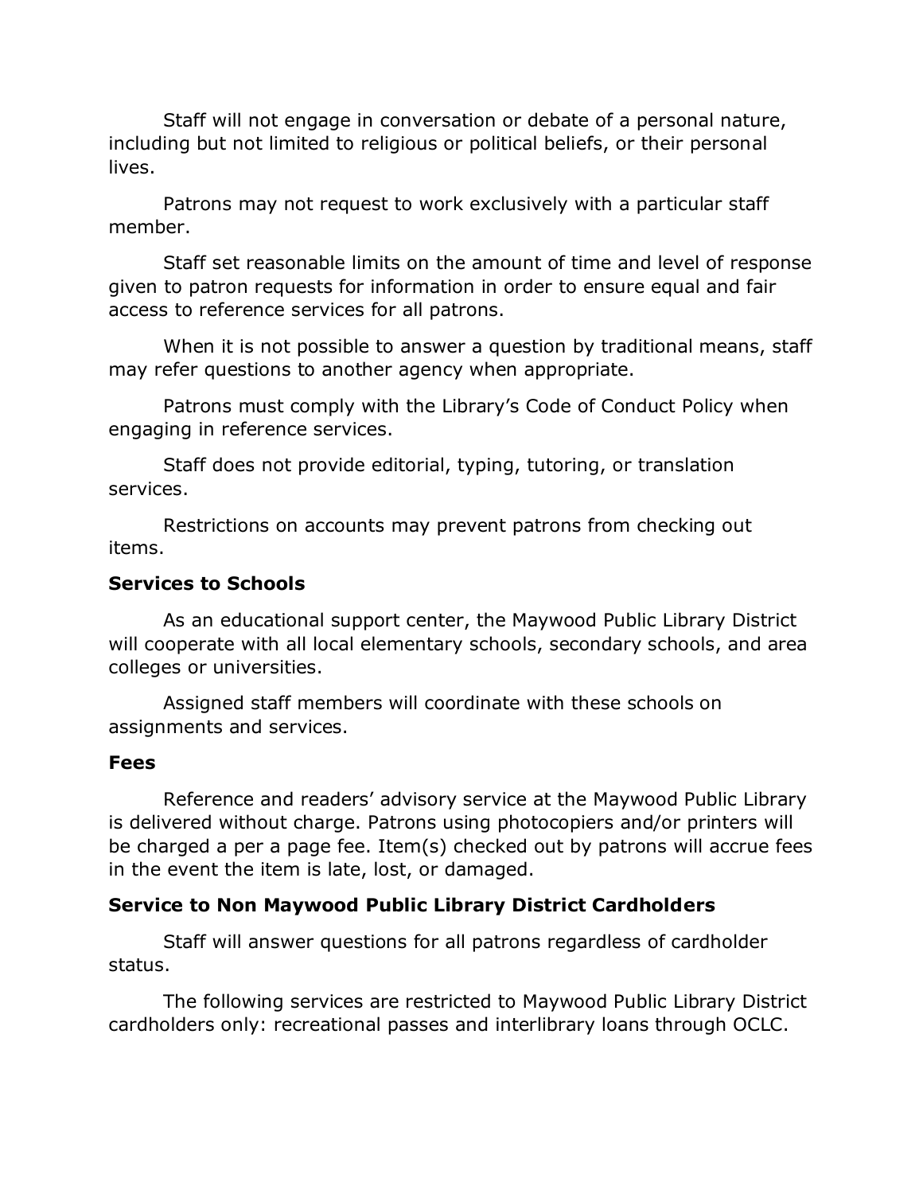Staff will not engage in conversation or debate of a personal nature, including but not limited to religious or political beliefs, or their personal lives.

Patrons may not request to work exclusively with a particular staff member.

Staff set reasonable limits on the amount of time and level of response given to patron requests for information in order to ensure equal and fair access to reference services for all patrons.

When it is not possible to answer a question by traditional means, staff may refer questions to another agency when appropriate.

Patrons must comply with the Library's Code of Conduct Policy when engaging in reference services.

Staff does not provide editorial, typing, tutoring, or translation services.

Restrictions on accounts may prevent patrons from checking out items.

**Services to Schools**

As an educational support center, the Maywood Public Library District will cooperate with all local elementary schools, secondary schools, and area colleges or universities.

Assigned staff members will coordinate with these schools on assignments and services.

**Fees**

Reference and readers' advisory service at the Maywood Public Library is delivered without charge. Patrons using photocopiers and/or printers will be charged a per a page fee. Item(s) checked out by patrons will accrue fees in the event the item is late, lost, or damaged.

**Service to Non Maywood Public Library District Cardholders**

Staff will answer questions for all patrons regardless of cardholder status.

The following services are restricted to Maywood Public Library District cardholders only: recreational passes and interlibrary loans through OCLC.